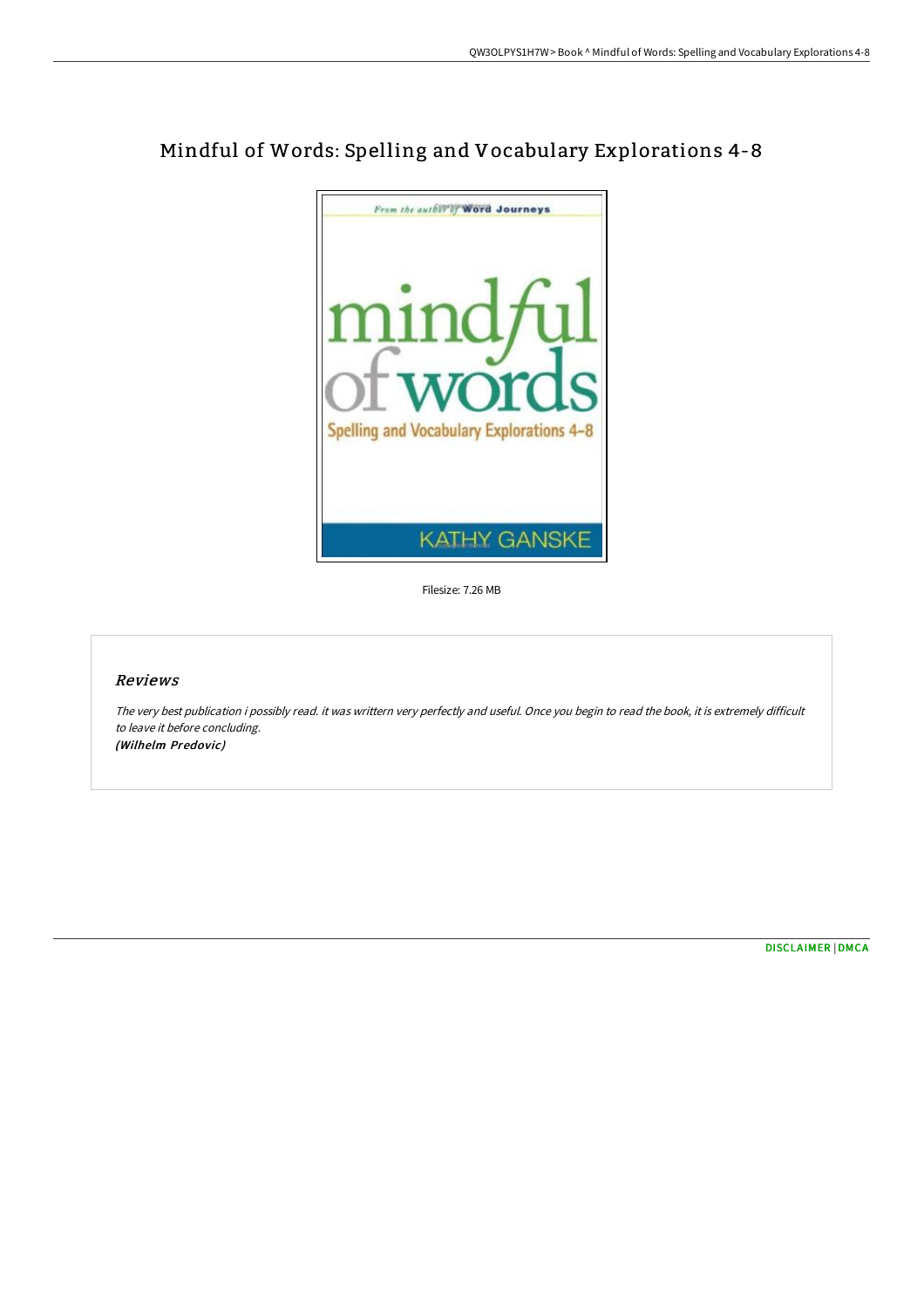# Mindful of Words: Spelling and Vocabulary Explorations 4-8

Filesize: 7.26 MB

## *Reviews*

*The very best publication i possibly read. it was writtern very perfectly and useful. Once you begin to read the book, it is extremely difficult to leave it before concluding.*
***(Wilhelm Predovic)***

DISCLAIMER | DMCA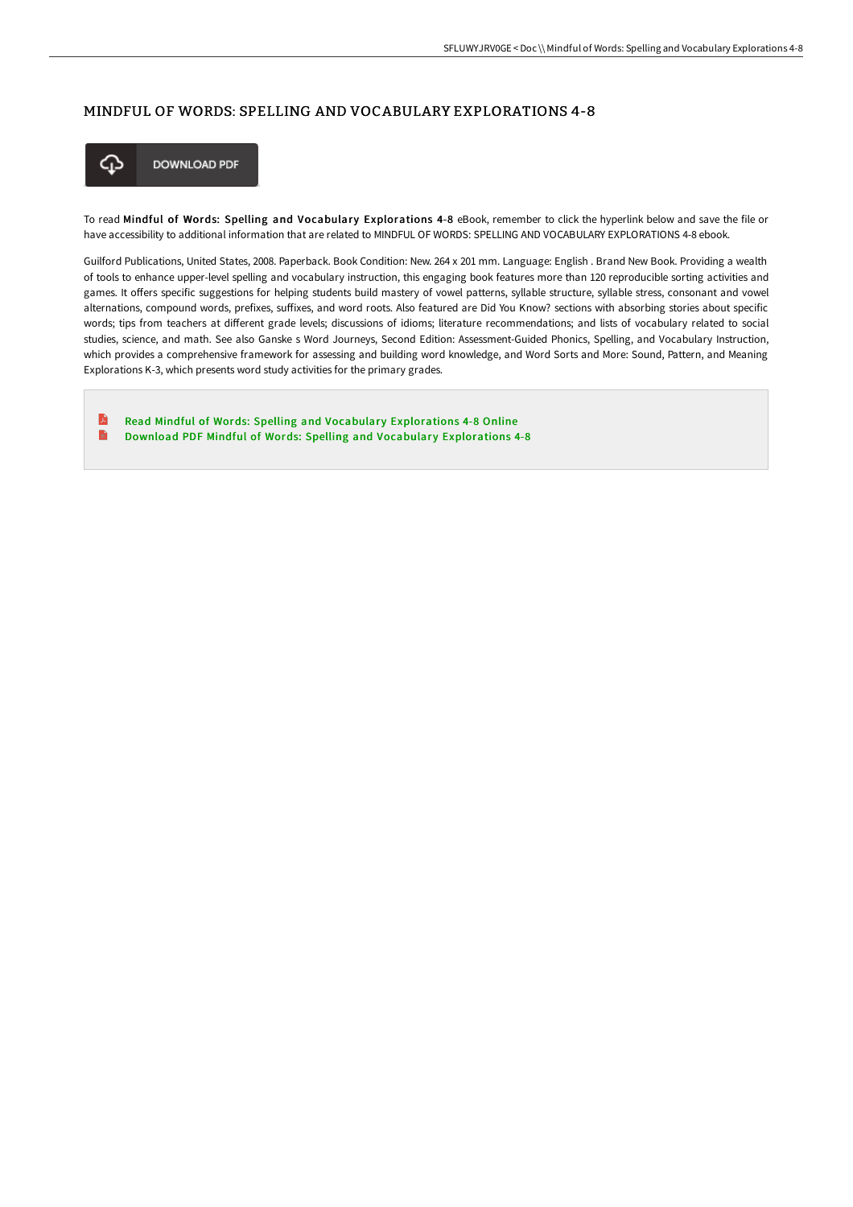## MINDFUL OF WORDS: SPELLING AND VOCABULARY EXPLORATIONS 4-8

DOWNLOAD PDF

To read **Mindful of Words: Spelling and Vocabulary Explorations 4-8** eBook, remember to click the hyperlink below and save the file or have accessibility to additional information that are related to MINDFUL OF WORDS: SPELLING AND VOCABULARY EXPLORATIONS 4-8 ebook.

Guilford Publications, United States, 2008. Paperback. Book Condition: New. 264 x 201 mm. Language: English . Brand New Book. Providing a wealth of tools to enhance upper-level spelling and vocabulary instruction, this engaging book features more than 120 reproducible sorting activities and games. It offers specific suggestions for helping students build mastery of vowel patterns, syllable structure, syllable stress, consonant and vowel alternations, compound words, prefixes, suffixes, and word roots. Also featured are Did You Know? sections with absorbing stories about specific words; tips from teachers at different grade levels; discussions of idioms; literature recommendations; and lists of vocabulary related to social studies, science, and math. See also Ganske s Word Journeys, Second Edition: Assessment-Guided Phonics, Spelling, and Vocabulary Instruction, which provides a comprehensive framework for assessing and building word knowledge, and Word Sorts and More: Sound, Pattern, and Meaning Explorations K-3, which presents word study activities for the primary grades.

- Read Mindful of Words: Spelling and Vocabulary Explorations 4-8 Online
- Download PDF Mindful of Words: Spelling and Vocabulary Explorations 4-8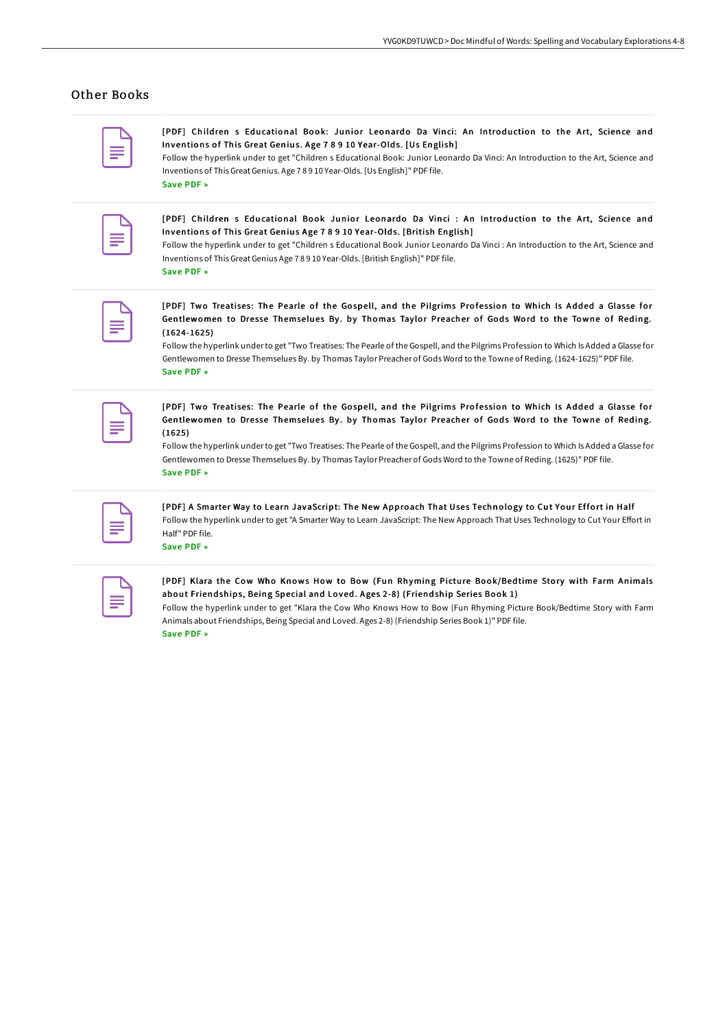## Other Books

[PDF] Children s Educational Book: Junior Leonardo Da Vinci: An Introduction to the Art, Science and Inventions of This Great Genius. Age 7 8 9 10 Year-Olds. [Us English]

Follow the hyperlink under to get "Children s Educational Book: Junior Leonardo Da Vinci: An Introduction to the Art, Science and Inventions of This Great Genius. Age 7 8 9 10 Year-Olds. [Us English]" PDF file.

Save PDF »

[PDF] Children s Educational Book Junior Leonardo Da Vinci : An Introduction to the Art, Science and Inventions of This Great Genius Age 7 8 9 10 Year-Olds. [British English]

Follow the hyperlink under to get "Children s Educational Book Junior Leonardo Da Vinci : An Introduction to the Art, Science and Inventions of This Great Genius Age 7 8 9 10 Year-Olds. [British English]" PDF file.

Save PDF »

[PDF] Two Treatises: The Pearle of the Gospell, and the Pilgrims Profession to Which Is Added a Glasse for Gentlewomen to Dresse Themselues By. by Thomas Taylor Preacher of Gods Word to the Towne of Reding. (1624-1625)

Follow the hyperlink under to get "Two Treatises: The Pearle of the Gospell, and the Pilgrims Profession to Which Is Added a Glasse for Gentlewomen to Dresse Themselues By. by Thomas Taylor Preacher of Gods Word to the Towne of Reding. (1624-1625)" PDF file.

Save PDF »

[PDF] Two Treatises: The Pearle of the Gospell, and the Pilgrims Profession to Which Is Added a Glasse for Gentlewomen to Dresse Themselues By. by Thomas Taylor Preacher of Gods Word to the Towne of Reding. (1625)

Follow the hyperlink under to get "Two Treatises: The Pearle of the Gospell, and the Pilgrims Profession to Which Is Added a Glasse for Gentlewomen to Dresse Themselues By. by Thomas Taylor Preacher of Gods Word to the Towne of Reding. (1625)" PDF file.

Save PDF »

[PDF] A Smarter Way to Learn JavaScript: The New Approach That Uses Technology to Cut Your Effort in Half

Follow the hyperlink under to get "A Smarter Way to Learn JavaScript: The New Approach That Uses Technology to Cut Your Effort in Half" PDF file.

Save PDF »

[PDF] Klara the Cow Who Knows How to Bow (Fun Rhyming Picture Book/Bedtime Story with Farm Animals about Friendships, Being Special and Loved. Ages 2-8) (Friendship Series Book 1)

Follow the hyperlink under to get "Klara the Cow Who Knows How to Bow (Fun Rhyming Picture Book/Bedtime Story with Farm Animals about Friendships, Being Special and Loved. Ages 2-8) (Friendship Series Book 1)" PDF file.

Save PDF »